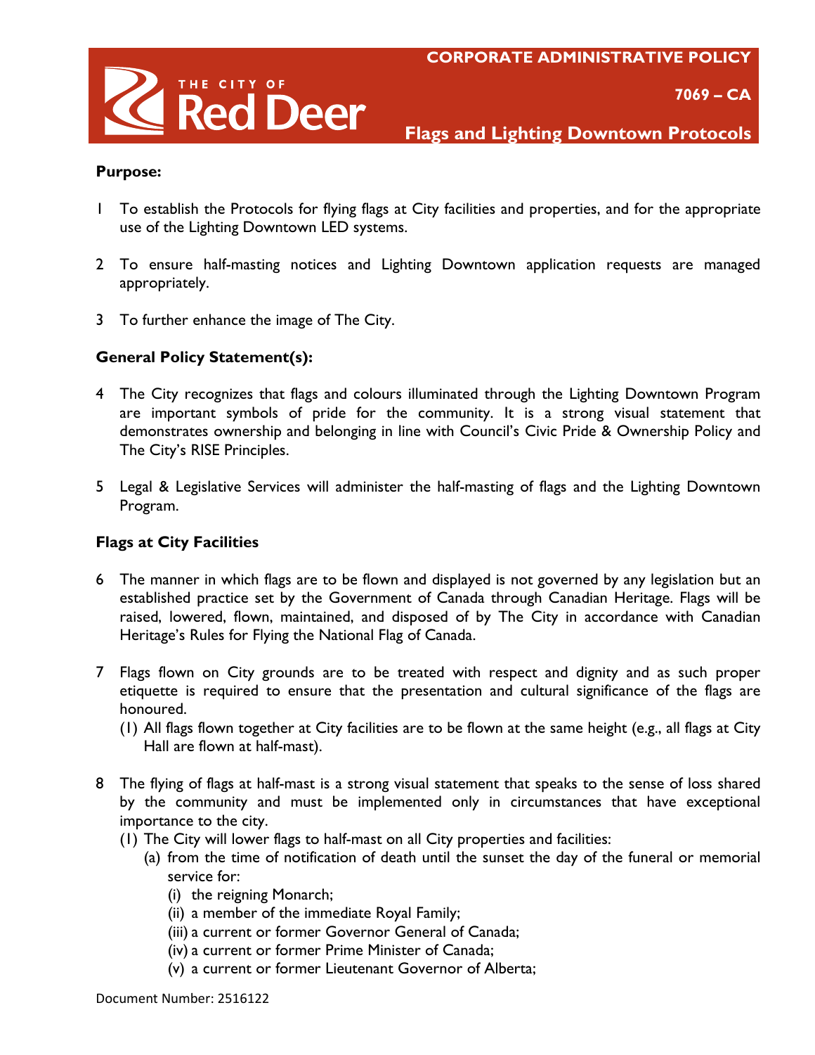# CORPORATE ADMINISTRATIVE POLICY

**THE CITY OF Red Deer**

**7069 – CA**

## Flags and Lighting Downtown Protocols

**Purpose:**

1 To establish the Protocols for flying flags at City facilities and properties, and for the appropriate use of the Lighting Downtown LED systems.

2 To ensure half-masting notices and Lighting Downtown application requests are managed appropriately.

3 To further enhance the image of The City.

**General Policy Statement(s):**

4 The City recognizes that flags and colours illuminated through the Lighting Downtown Program are important symbols of pride for the community. It is a strong visual statement that demonstrates ownership and belonging in line with Council's Civic Pride & Ownership Policy and The City's RISE Principles.

5 Legal & Legislative Services will administer the half-masting of flags and the Lighting Downtown Program.

**Flags at City Facilities**

6 The manner in which flags are to be flown and displayed is not governed by any legislation but an established practice set by the Government of Canada through Canadian Heritage. Flags will be raised, lowered, flown, maintained, and disposed of by The City in accordance with Canadian Heritage's Rules for Flying the National Flag of Canada.

7 Flags flown on City grounds are to be treated with respect and dignity and as such proper etiquette is required to ensure that the presentation and cultural significance of the flags are honoured.
   (1) All flags flown together at City facilities are to be flown at the same height (e.g., all flags at City Hall are flown at half-mast).

8 The flying of flags at half-mast is a strong visual statement that speaks to the sense of loss shared by the community and must be implemented only in circumstances that have exceptional importance to the city.
   (1) The City will lower flags to half-mast on all City properties and facilities:
      (a) from the time of notification of death until the sunset the day of the funeral or memorial service for:
         (i) the reigning Monarch;
         (ii) a member of the immediate Royal Family;
         (iii) a current or former Governor General of Canada;
         (iv) a current or former Prime Minister of Canada;
         (v) a current or former Lieutenant Governor of Alberta;

Document Number: 2516122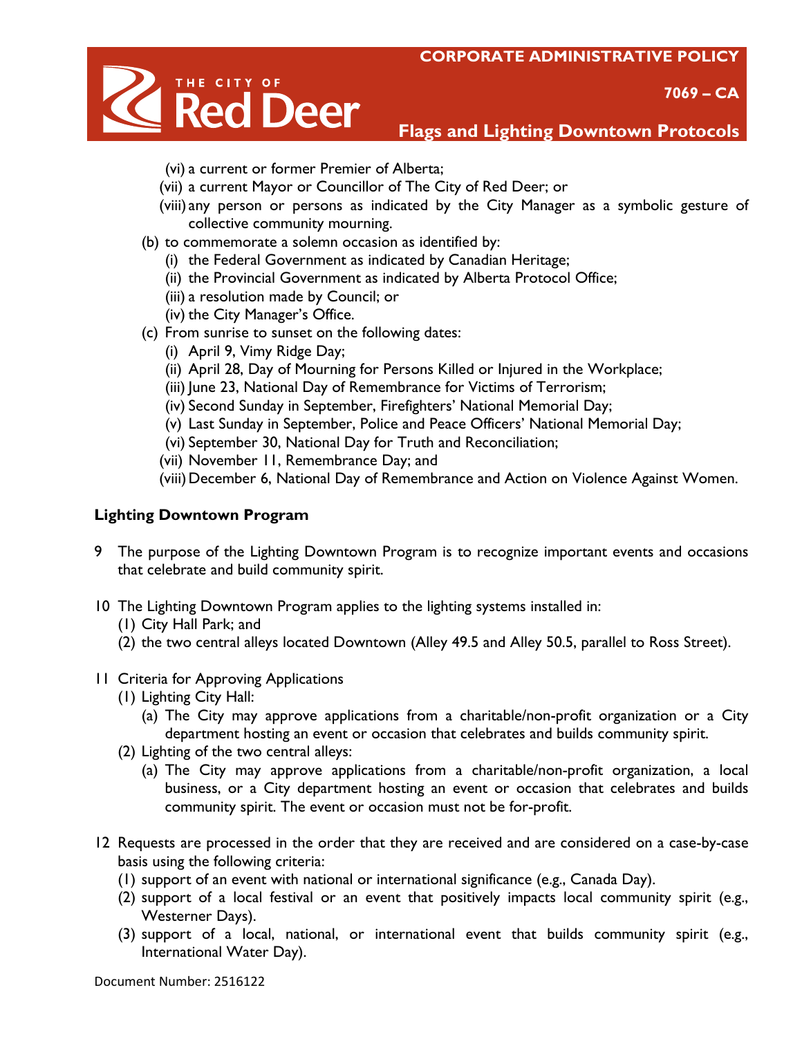(vi) a current or former Premier of Alberta;

(vii) a current Mayor or Councillor of The City of Red Deer; or

(viii) any person or persons as indicated by the City Manager as a symbolic gesture of collective community mourning.

(b) to commemorate a solemn occasion as identified by:

(i) the Federal Government as indicated by Canadian Heritage;

(ii) the Provincial Government as indicated by Alberta Protocol Office;

(iii) a resolution made by Council; or

(iv) the City Manager's Office.

(c) From sunrise to sunset on the following dates:

(i) April 9, Vimy Ridge Day;

(ii) April 28, Day of Mourning for Persons Killed or Injured in the Workplace;

(iii) June 23, National Day of Remembrance for Victims of Terrorism;

(iv) Second Sunday in September, Firefighters' National Memorial Day;

(v) Last Sunday in September, Police and Peace Officers' National Memorial Day;

(vi) September 30, National Day for Truth and Reconciliation;

(vii) November 11, Remembrance Day; and

(viii) December 6, National Day of Remembrance and Action on Violence Against Women.

## Lighting Downtown Program

9 The purpose of the Lighting Downtown Program is to recognize important events and occasions that celebrate and build community spirit.

10 The Lighting Downtown Program applies to the lighting systems installed in:

(1) City Hall Park; and

(2) the two central alleys located Downtown (Alley 49.5 and Alley 50.5, parallel to Ross Street).

11 Criteria for Approving Applications

(1) Lighting City Hall:

(a) The City may approve applications from a charitable/non-profit organization or a City department hosting an event or occasion that celebrates and builds community spirit.

(2) Lighting of the two central alleys:

(a) The City may approve applications from a charitable/non-profit organization, a local business, or a City department hosting an event or occasion that celebrates and builds community spirit. The event or occasion must not be for-profit.

12 Requests are processed in the order that they are received and are considered on a case-by-case basis using the following criteria:

(1) support of an event with national or international significance (e.g., Canada Day).

(2) support of a local festival or an event that positively impacts local community spirit (e.g., Westerner Days).

(3) support of a local, national, or international event that builds community spirit (e.g., International Water Day).

Document Number: 2516122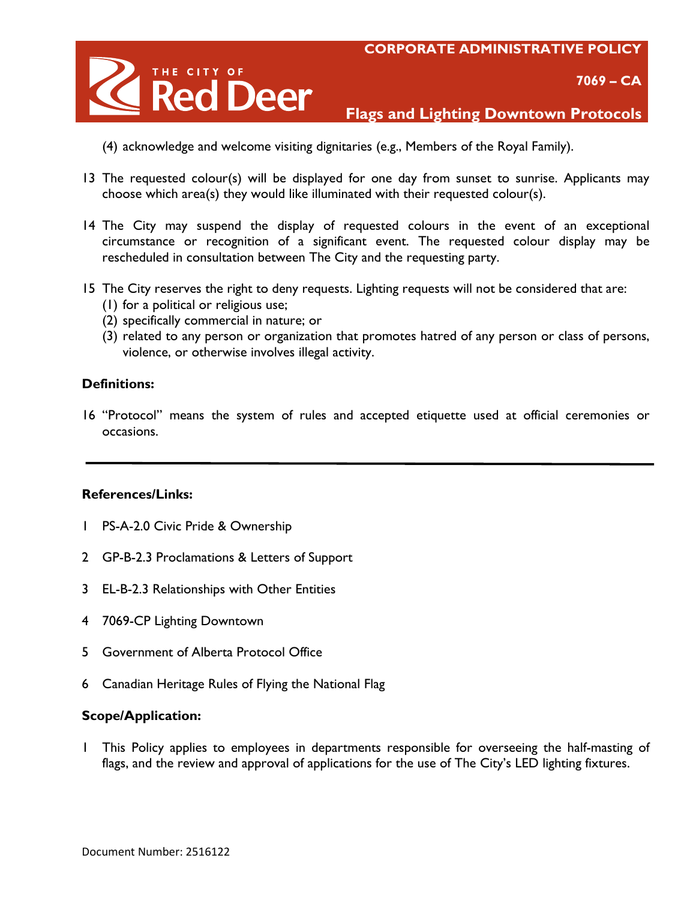(4) acknowledge and welcome visiting dignitaries (e.g., Members of the Royal Family).

13 The requested colour(s) will be displayed for one day from sunset to sunrise. Applicants may choose which area(s) they would like illuminated with their requested colour(s).

14 The City may suspend the display of requested colours in the event of an exceptional circumstance or recognition of a significant event. The requested colour display may be rescheduled in consultation between The City and the requesting party.

15 The City reserves the right to deny requests. Lighting requests will not be considered that are:
(1) for a political or religious use;
(2) specifically commercial in nature; or
(3) related to any person or organization that promotes hatred of any person or class of persons, violence, or otherwise involves illegal activity.

**Definitions:**

16 “Protocol” means the system of rules and accepted etiquette used at official ceremonies or occasions.

---

**References/Links:**

1 PS-A-2.0 Civic Pride & Ownership

2 GP-B-2.3 Proclamations & Letters of Support

3 EL-B-2.3 Relationships with Other Entities

4 7069-CP Lighting Downtown

5 Government of Alberta Protocol Office

6 Canadian Heritage Rules of Flying the National Flag

**Scope/Application:**

1 This Policy applies to employees in departments responsible for overseeing the half-masting of flags, and the review and approval of applications for the use of The City’s LED lighting fixtures.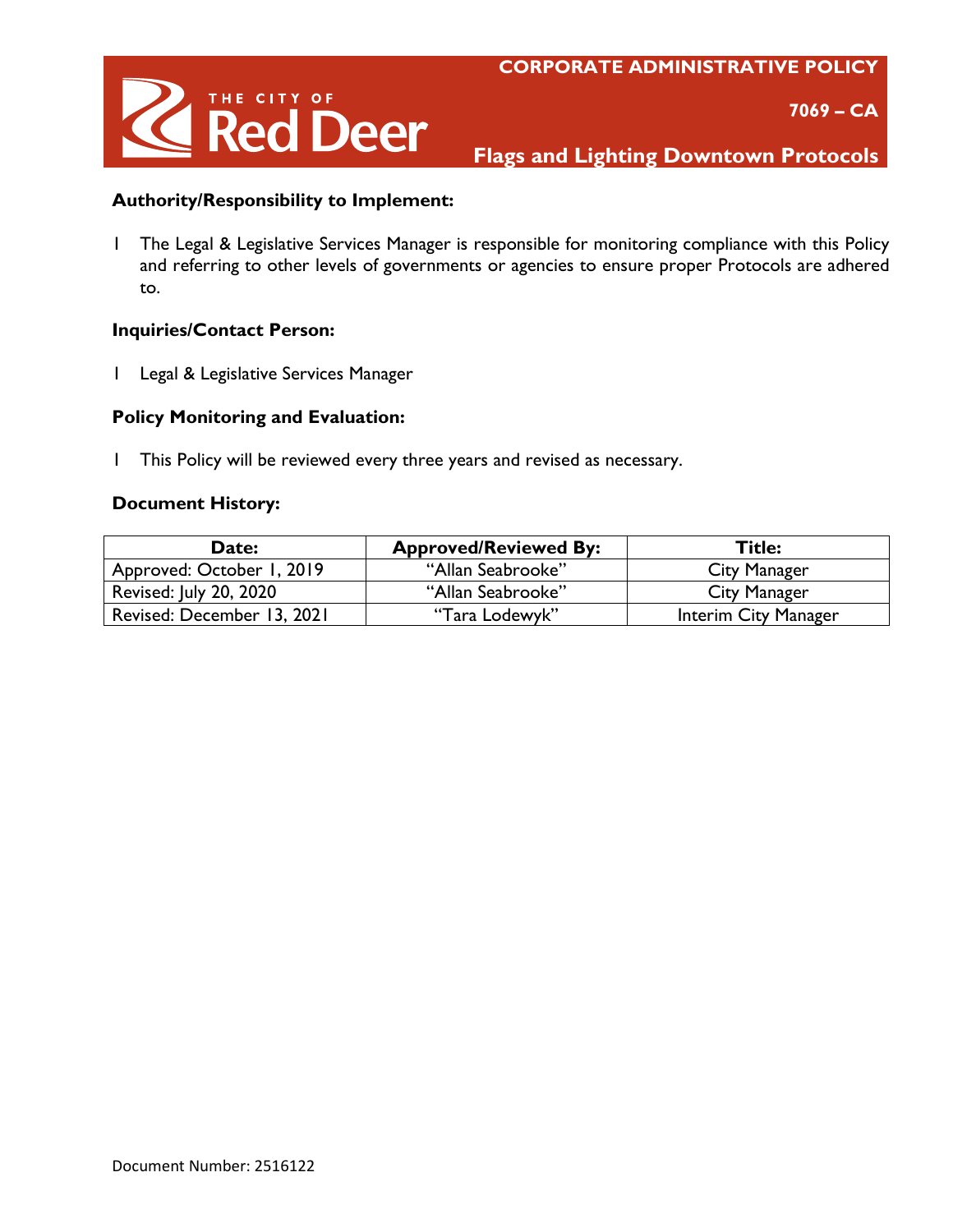## Authority/Responsibility to Implement:

1 The Legal & Legislative Services Manager is responsible for monitoring compliance with this Policy and referring to other levels of governments or agencies to ensure proper Protocols are adhered to.

## Inquiries/Contact Person:

1 Legal & Legislative Services Manager

## Policy Monitoring and Evaluation:

1 This Policy will be reviewed every three years and revised as necessary.

## Document History:

| Date: | Approved/Reviewed By: | Title: |
|---|---|---|
| Approved: October 1, 2019 | "Allan Seabrooke" | City Manager |
| Revised: July 20, 2020 | "Allan Seabrooke" | City Manager |
| Revised: December 13, 2021 | "Tara Lodewyk" | Interim City Manager |

Document Number: 2516122